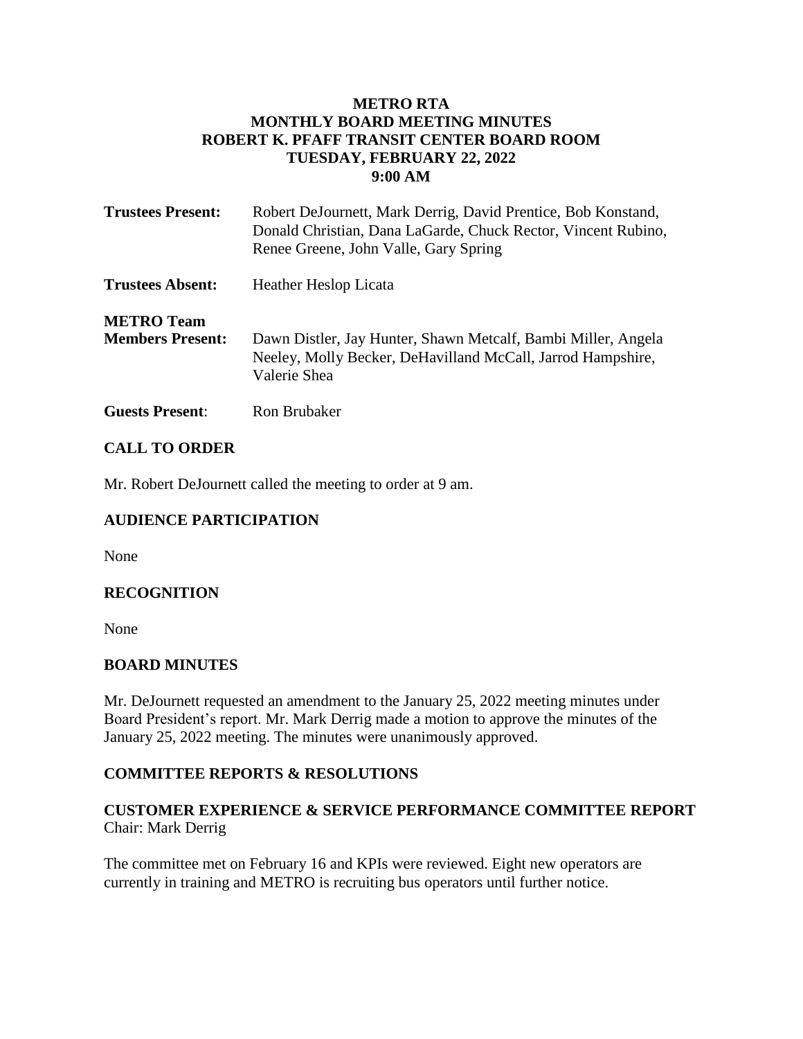# METRO RTA
# MONTHLY BOARD MEETING MINUTES
# ROBERT K. PFAFF TRANSIT CENTER BOARD ROOM
# TUESDAY, FEBRUARY 22, 2022
# 9:00 AM

**Trustees Present:** Robert DeJournett, Mark Derrig, David Prentice, Bob Konstand, Donald Christian, Dana LaGarde, Chuck Rector, Vincent Rubino, Renee Greene, John Valle, Gary Spring

**Trustees Absent:** Heather Heslop Licata

**METRO Team Members Present:** Dawn Distler, Jay Hunter, Shawn Metcalf, Bambi Miller, Angela Neeley, Molly Becker, DeHavilland McCall, Jarrod Hampshire, Valerie Shea

**Guests Present**: Ron Brubaker

## CALL TO ORDER

Mr. Robert DeJournett called the meeting to order at 9 am.

## AUDIENCE PARTICIPATION

None

## RECOGNITION

None

## BOARD MINUTES

Mr. DeJournett requested an amendment to the January 25, 2022 meeting minutes under Board President's report. Mr. Mark Derrig made a motion to approve the minutes of the January 25, 2022 meeting. The minutes were unanimously approved.

## COMMITTEE REPORTS & RESOLUTIONS

### CUSTOMER EXPERIENCE & SERVICE PERFORMANCE COMMITTEE REPORT

Chair: Mark Derrig

The committee met on February 16 and KPIs were reviewed. Eight new operators are currently in training and METRO is recruiting bus operators until further notice.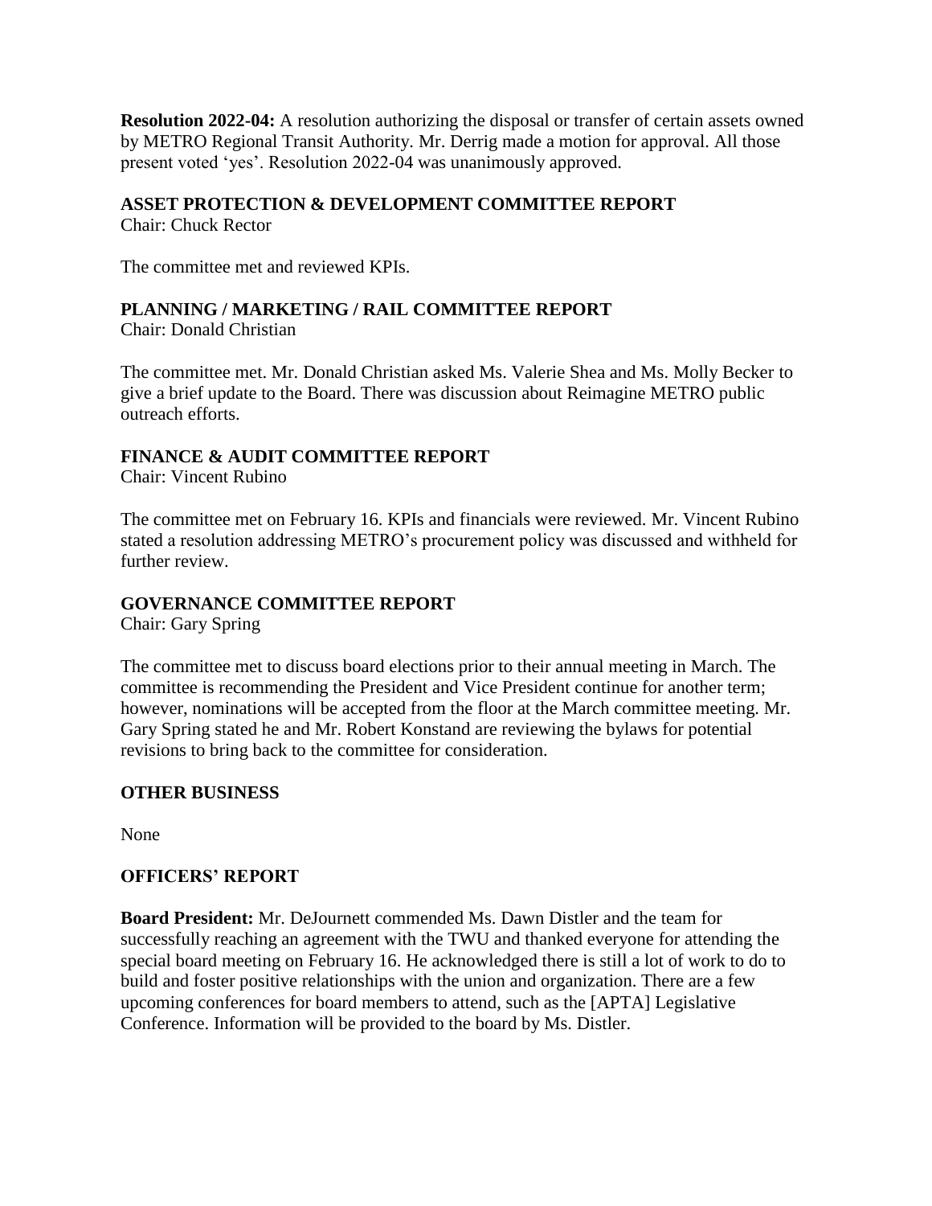**Resolution 2022-04:** A resolution authorizing the disposal or transfer of certain assets owned by METRO Regional Transit Authority. Mr. Derrig made a motion for approval. All those present voted 'yes'. Resolution 2022-04 was unanimously approved.

**ASSET PROTECTION & DEVELOPMENT COMMITTEE REPORT**
Chair: Chuck Rector

The committee met and reviewed KPIs.

**PLANNING / MARKETING / RAIL COMMITTEE REPORT**
Chair: Donald Christian

The committee met. Mr. Donald Christian asked Ms. Valerie Shea and Ms. Molly Becker to give a brief update to the Board. There was discussion about Reimagine METRO public outreach efforts.

**FINANCE & AUDIT COMMITTEE REPORT**
Chair: Vincent Rubino

The committee met on February 16. KPIs and financials were reviewed. Mr. Vincent Rubino stated a resolution addressing METRO's procurement policy was discussed and withheld for further review.

**GOVERNANCE COMMITTEE REPORT**
Chair: Gary Spring

The committee met to discuss board elections prior to their annual meeting in March. The committee is recommending the President and Vice President continue for another term; however, nominations will be accepted from the floor at the March committee meeting. Mr. Gary Spring stated he and Mr. Robert Konstand are reviewing the bylaws for potential revisions to bring back to the committee for consideration.

**OTHER BUSINESS**

None

**OFFICERS' REPORT**

**Board President:** Mr. DeJournett commended Ms. Dawn Distler and the team for successfully reaching an agreement with the TWU and thanked everyone for attending the special board meeting on February 16. He acknowledged there is still a lot of work to do to build and foster positive relationships with the union and organization. There are a few upcoming conferences for board members to attend, such as the [APTA] Legislative Conference. Information will be provided to the board by Ms. Distler.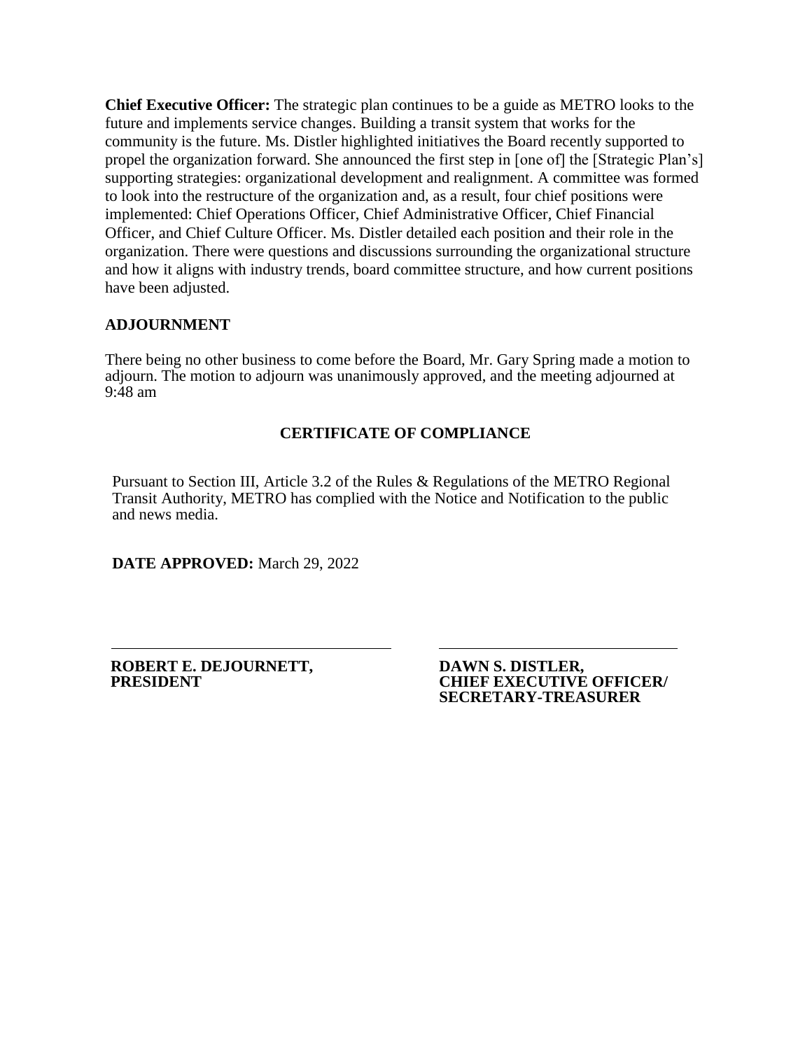**Chief Executive Officer:** The strategic plan continues to be a guide as METRO looks to the future and implements service changes. Building a transit system that works for the community is the future. Ms. Distler highlighted initiatives the Board recently supported to propel the organization forward. She announced the first step in [one of] the [Strategic Plan's] supporting strategies: organizational development and realignment. A committee was formed to look into the restructure of the organization and, as a result, four chief positions were implemented: Chief Operations Officer, Chief Administrative Officer, Chief Financial Officer, and Chief Culture Officer. Ms. Distler detailed each position and their role in the organization. There were questions and discussions surrounding the organizational structure and how it aligns with industry trends, board committee structure, and how current positions have been adjusted.

**ADJOURNMENT**

There being no other business to come before the Board, Mr. Gary Spring made a motion to adjourn. The motion to adjourn was unanimously approved, and the meeting adjourned at 9:48 am

**CERTIFICATE OF COMPLIANCE**

Pursuant to Section III, Article 3.2 of the Rules & Regulations of the METRO Regional Transit Authority, METRO has complied with the Notice and Notification to the public and news media.

**DATE APPROVED:** March 29, 2022

| | |
|---|---|
| **ROBERT E. DEJOURNETT, PRESIDENT** | **DAWN S. DISTLER, CHIEF EXECUTIVE OFFICER/ SECRETARY-TREASURER** |